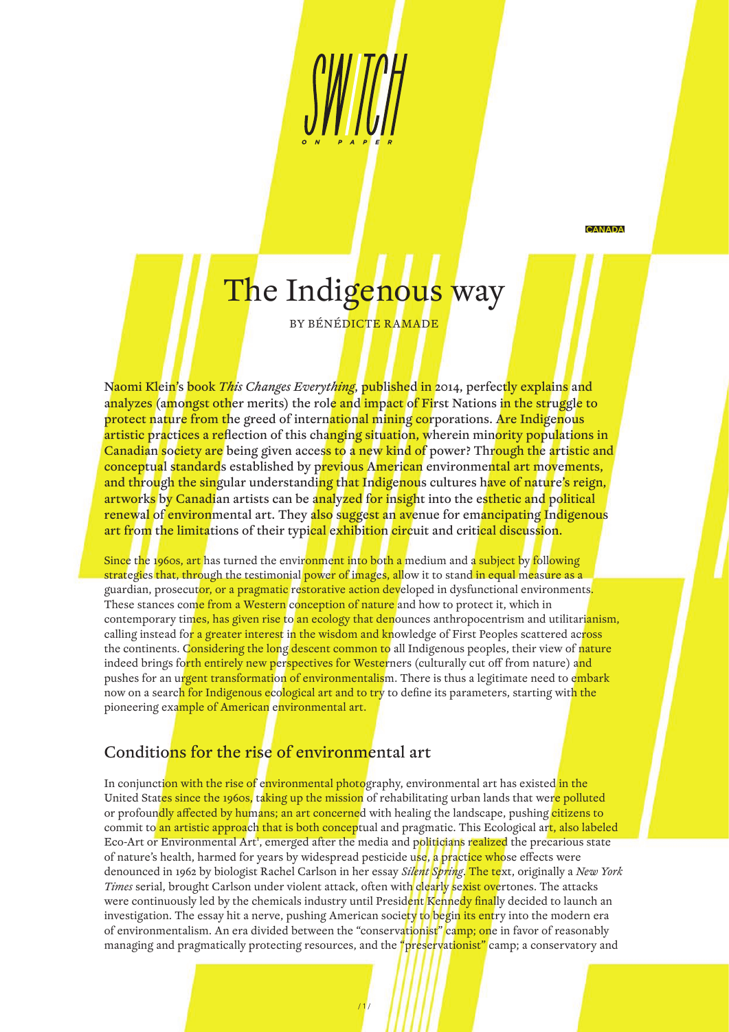CANADA

# The Indigenous way

BY BÉNÉDICTE RAMADE

**Naomi Klein's book *This Changes Everything*, published in 2014, perfectly explains and analyzes (amongst other merits) the role and impact of First Nations in the struggle to protect nature from the greed of international mining corporations. Are Indigenous artistic practices a reflection of this changing situation, wherein minority populations in Canadian society are being given access to a new kind of power? Through the artistic and conceptual standards established by previous American environmental art movements, and through the singular understanding that Indigenous cultures have of nature's reign, artworks by Canadian artists can be analyzed for insight into the esthetic and political renewal of environmental art. They also suggest an avenue for emancipating Indigenous art from the limitations of their typical exhibition circuit and critical discussion.**

Since the 1960s, art has turned the environment into both a medium and a subject by following strategies that, through the testimonial power of images, allow it to stand in equal measure as a guardian, prosecutor, or a pragmatic restorative action developed in dysfunctional environments. These stances come from a Western conception of nature and how to protect it, which in contemporary times, has given rise to an ecology that denounces anthropocentrism and utilitarianism, calling instead for a greater interest in the wisdom and knowledge of First Peoples scattered across the continents. Considering the long descent common to all Indigenous peoples, their view of nature indeed brings forth entirely new perspectives for Westerners (culturally cut off from nature) and pushes for an urgent transformation of environmentalism. There is thus a legitimate need to embark now on a search for Indigenous ecological art and to try to define its parameters, starting with the pioneering example of American environmental art.

## Conditions for the rise of environmental art

In conjunction with the rise of environmental photography, environmental art has existed in the United States since the 1960s, taking up the mission of rehabilitating urban lands that were polluted or profoundly affected by humans; an art concerned with healing the landscape, pushing citizens to commit to an artistic approach that is both conceptual and pragmatic. This Ecological art, also labeled Eco-Art or Environmental Art[1], emerged after the media and politicians realized the precarious state of nature's health, harmed for years by widespread pesticide use, a practice whose effects were denounced in 1962 by biologist Rachel Carlson in her essay *Silent Spring*. The text, originally a *New York Times* serial, brought Carlson under violent attack, often with clearly sexist overtones. The attacks were continuously led by the chemicals industry until President Kennedy finally decided to launch an investigation. The essay hit a nerve, pushing American society to begin its entry into the modern era of environmentalism. An era divided between the "conservationist" camp; one in favor of reasonably managing and pragmatically protecting resources, and the "preservationist" camp; a conservatory and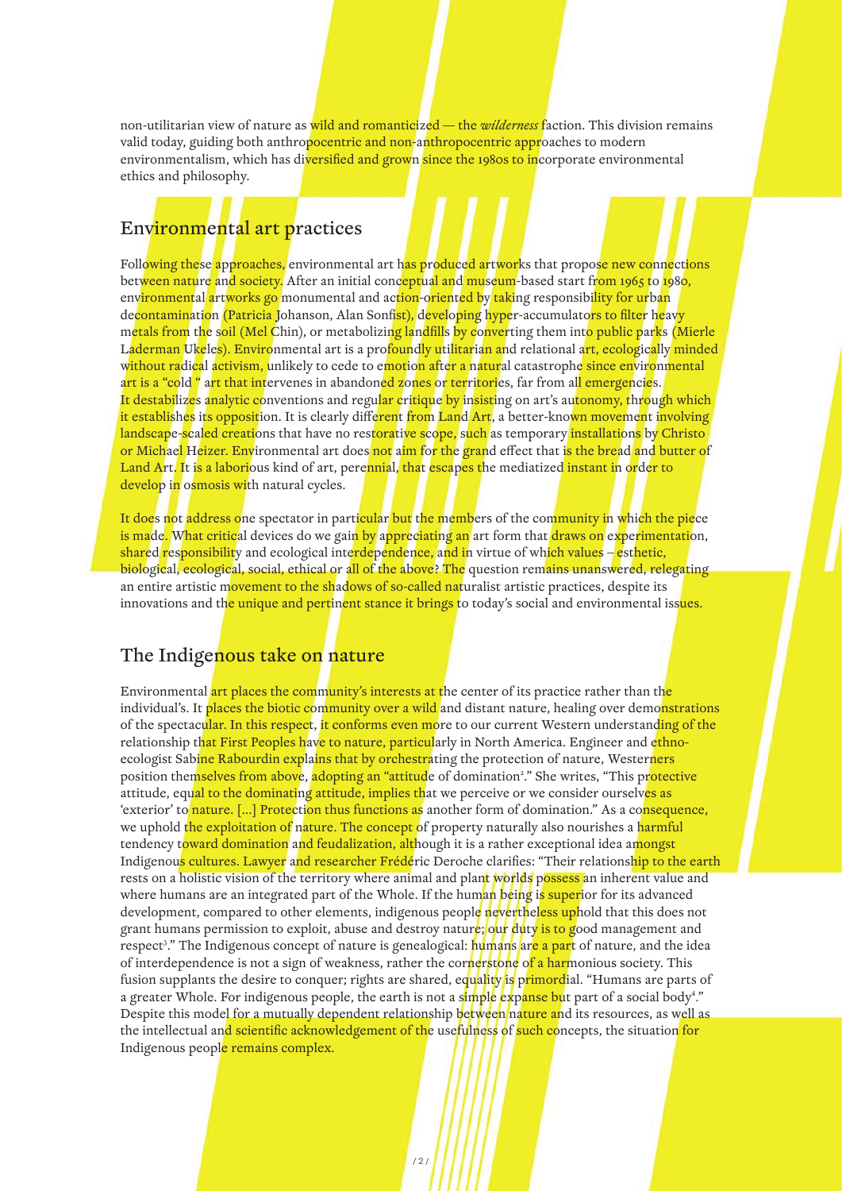non-utilitarian view of nature as wild and romanticized — the *wilderness* faction. This division remains valid today, guiding both anthropocentric and non-anthropocentric approaches to modern environmentalism, which has diversified and grown since the 1980s to incorporate environmental ethics and philosophy.

## Environmental art practices

Following these approaches, environmental art has produced artworks that propose new connections between nature and society. After an initial conceptual and museum-based start from 1965 to 1980, environmental artworks go monumental and action-oriented by taking responsibility for urban decontamination (Patricia Johanson, Alan Sonfist), developing hyper-accumulators to filter heavy metals from the soil (Mel Chin), or metabolizing landfills by converting them into public parks (Mierle Laderman Ukeles). Environmental art is a profoundly utilitarian and relational art, ecologically minded without radical activism, unlikely to cede to emotion after a natural catastrophe since environmental art is a "cold " art that intervenes in abandoned zones or territories, far from all emergencies. It destabilizes analytic conventions and regular critique by insisting on art's autonomy, through which it establishes its opposition. It is clearly different from Land Art, a better-known movement involving landscape-scaled creations that have no restorative scope, such as temporary installations by Christo or Michael Heizer. Environmental art does not aim for the grand effect that is the bread and butter of Land Art. It is a laborious kind of art, perennial, that escapes the mediatized instant in order to develop in osmosis with natural cycles.

It does not address one spectator in particular but the members of the community in which the piece is made. What critical devices do we gain by appreciating an art form that draws on experimentation, shared responsibility and ecological interdependence, and in virtue of which values – esthetic, biological, ecological, social, ethical or all of the above? The question remains unanswered, relegating an entire artistic movement to the shadows of so-called naturalist artistic practices, despite its innovations and the unique and pertinent stance it brings to today's social and environmental issues.

## The Indigenous take on nature

Environmental art places the community's interests at the center of its practice rather than the individual's. It places the biotic community over a wild and distant nature, healing over demonstrations of the spectacular. In this respect, it conforms even more to our current Western understanding of the relationship that First Peoples have to nature, particularly in North America. Engineer and ethno-ecologist Sabine Rabourdin explains that by orchestrating the protection of nature, Westerners position themselves from above, adopting an "attitude of domination[2]." She writes, "This protective attitude, equal to the dominating attitude, implies that we perceive or we consider ourselves as 'exterior' to nature. […] Protection thus functions as another form of domination." As a consequence, we uphold the exploitation of nature. The concept of property naturally also nourishes a harmful tendency toward domination and feudalization, although it is a rather exceptional idea amongst Indigenous cultures. Lawyer and researcher Frédéric Deroche clarifies: "Their relationship to the earth rests on a holistic vision of the territory where animal and plant worlds possess an inherent value and where humans are an integrated part of the Whole. If the human being is superior for its advanced development, compared to other elements, indigenous people nevertheless uphold that this does not grant humans permission to exploit, abuse and destroy nature; our duty is to good management and respect[3]." The Indigenous concept of nature is genealogical: humans are a part of nature, and the idea of interdependence is not a sign of weakness, rather the cornerstone of a harmonious society. This fusion supplants the desire to conquer; rights are shared, equality is primordial. "Humans are parts of a greater Whole. For indigenous people, the earth is not a simple expanse but part of a social body[4]." Despite this model for a mutually dependent relationship between nature and its resources, as well as the intellectual and scientific acknowledgement of the usefulness of such concepts, the situation for Indigenous people remains complex.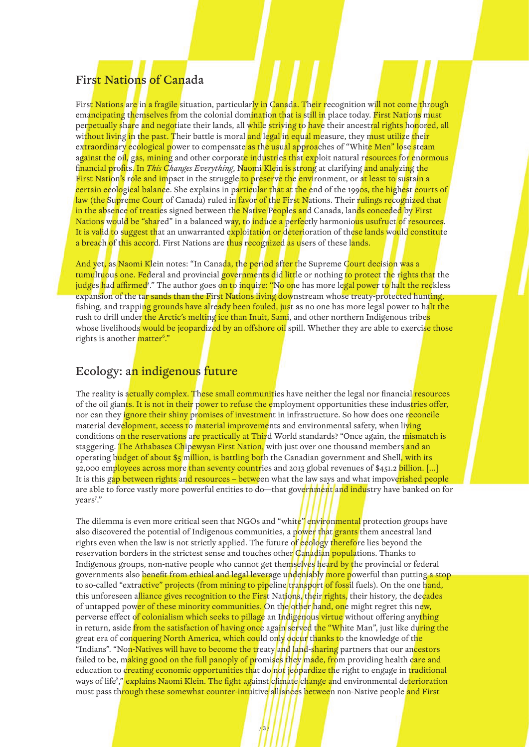## First Nations of Canada

First Nations are in a fragile situation, particularly in Canada. Their recognition will not come through emancipating themselves from the colonial domination that is still in place today. First Nations must perpetually share and negotiate their lands, all while striving to have their ancestral rights honored, all without living in the past. Their battle is moral and legal in equal measure, they must utilize their extraordinary ecological power to compensate as the usual approaches of "White Men" lose steam against the oil, gas, mining and other corporate industries that exploit natural resources for enormous financial profits. In *This Changes Everything*, Naomi Klein is strong at clarifying and analyzing the First Nation's role and impact in the struggle to preserve the environment, or at least to sustain a certain ecological balance. She explains in particular that at the end of the 1990s, the highest courts of law (the Supreme Court of Canada) ruled in favor of the First Nations. Their rulings recognized that in the absence of treaties signed between the Native Peoples and Canada, lands conceded by First Nations would be "shared" in a balanced way, to induce a perfectly harmonious usufruct of resources. It is valid to suggest that an unwarranted exploitation or deterioration of these lands would constitute a breach of this accord. First Nations are thus recognized as users of these lands.

And yet, as Naomi Klein notes: "In Canada, the period after the Supreme Court decision was a tumultuous one. Federal and provincial governments did little or nothing to protect the rights that the judges had affirmed[5]." The author goes on to inquire: "No one has more legal power to halt the reckless expansion of the tar sands than the First Nations living downstream whose treaty-protected hunting, fishing, and trapping grounds have already been fouled, just as no one has more legal power to halt the rush to drill under the Arctic's melting ice than Inuit, Sami, and other northern Indigenous tribes whose livelihoods would be jeopardized by an offshore oil spill. Whether they are able to exercise those rights is another matter[6]."

## Ecology: an indigenous future

The reality is actually complex. These small communities have neither the legal nor financial resources of the oil giants. It is not in their power to refuse the employment opportunities these industries offer, nor can they ignore their shiny promises of investment in infrastructure. So how does one reconcile material development, access to material improvements and environmental safety, when living conditions on the reservations are practically at Third World standards? "Once again, the mismatch is staggering. The Athabasca Chipewyan First Nation, with just over one thousand members and an operating budget of about $5 million, is battling both the Canadian government and Shell, with its 92,000 employees across more than seventy countries and 2013 global revenues of $451.2 billion. [...] It is this gap between rights and resources – between what the law says and what impoverished people are able to force vastly more powerful entities to do—that government and industry have banked on for years[7]."

The dilemma is even more critical seen that NGOs and "white" environmental protection groups have also discovered the potential of Indigenous communities, a power that grants them ancestral land rights even when the law is not strictly applied. The future of ecology therefore lies beyond the reservation borders in the strictest sense and touches other Canadian populations. Thanks to Indigenous groups, non-native people who cannot get themselves heard by the provincial or federal governments also benefit from ethical and legal leverage undeniably more powerful than putting a stop to so-called "extractive" projects (from mining to pipeline transport of fossil fuels). On the one hand, this unforeseen alliance gives recognition to the First Nations, their rights, their history, the decades of untapped power of these minority communities. On the other hand, one might regret this new, perverse effect of colonialism which seeks to pillage an Indigenous virtue without offering anything in return, aside from the satisfaction of having once again served the "White Man", just like during the great era of conquering North America, which could only occur thanks to the knowledge of the "Indians". "Non-Natives will have to become the treaty and land-sharing partners that our ancestors failed to be, making good on the full panoply of promises they made, from providing health care and education to creating economic opportunities that do not jeopardize the right to engage in traditional ways of life[8]," explains Naomi Klein. The fight against climate change and environmental deterioration must pass through these somewhat counter-intuitive alliances between non-Native people and First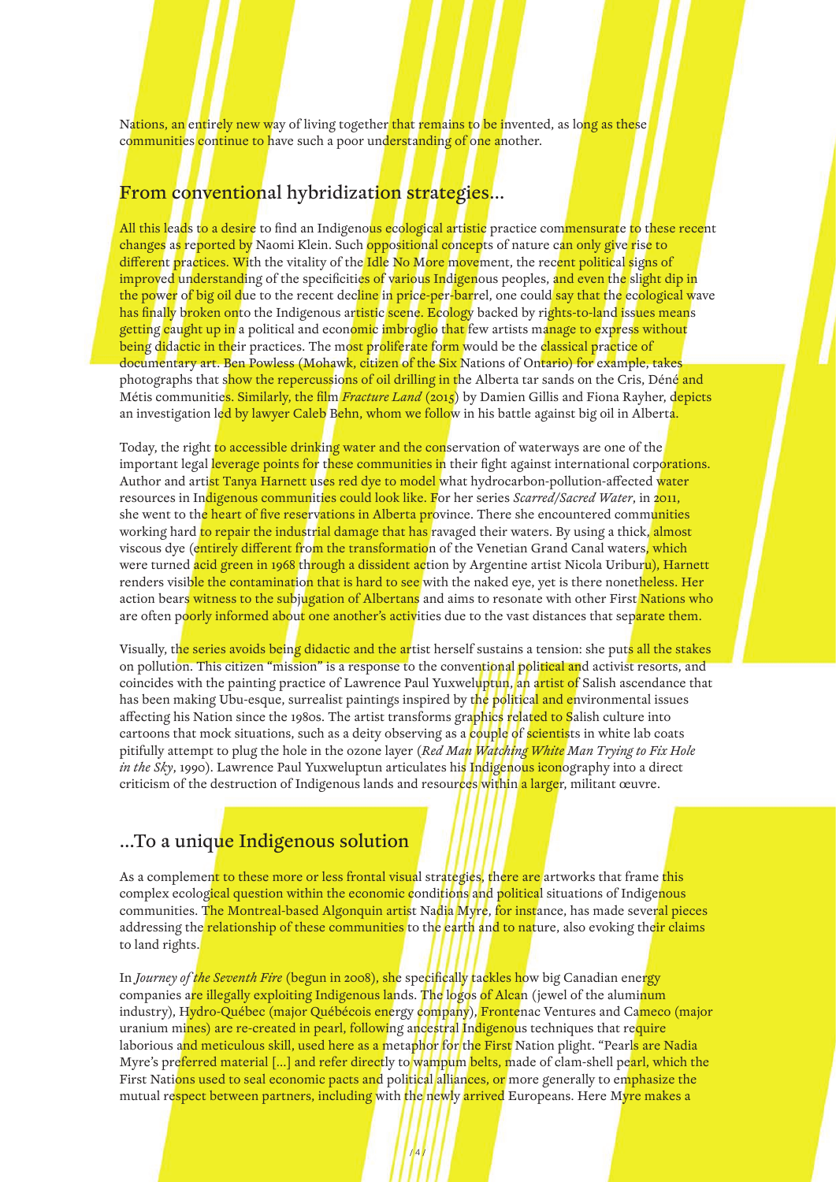Nations, an entirely new way of living together that remains to be invented, as long as these communities continue to have such a poor understanding of one another.

## From conventional hybridization strategies…

All this leads to a desire to find an Indigenous ecological artistic practice commensurate to these recent changes as reported by Naomi Klein. Such oppositional concepts of nature can only give rise to different practices. With the vitality of the Idle No More movement, the recent political signs of improved understanding of the specificities of various Indigenous peoples, and even the slight dip in the power of big oil due to the recent decline in price-per-barrel, one could say that the ecological wave has finally broken onto the Indigenous artistic scene. Ecology backed by rights-to-land issues means getting caught up in a political and economic imbroglio that few artists manage to express without being didactic in their practices. The most proliferate form would be the classical practice of documentary art. Ben Powless (Mohawk, citizen of the Six Nations of Ontario) for example, takes photographs that show the repercussions of oil drilling in the Alberta tar sands on the Cris, Déné and Métis communities. Similarly, the film *Fracture Land* (2015) by Damien Gillis and Fiona Rayher, depicts an investigation led by lawyer Caleb Behn, whom we follow in his battle against big oil in Alberta.

Today, the right to accessible drinking water and the conservation of waterways are one of the important legal leverage points for these communities in their fight against international corporations. Author and artist Tanya Harnett uses red dye to model what hydrocarbon-pollution-affected water resources in Indigenous communities could look like. For her series *Scarred/Sacred Water*, in 2011, she went to the heart of five reservations in Alberta province. There she encountered communities working hard to repair the industrial damage that has ravaged their waters. By using a thick, almost viscous dye (entirely different from the transformation of the Venetian Grand Canal waters, which were turned acid green in 1968 through a dissident action by Argentine artist Nicola Uriburu), Harnett renders visible the contamination that is hard to see with the naked eye, yet is there nonetheless. Her action bears witness to the subjugation of Albertans and aims to resonate with other First Nations who are often poorly informed about one another's activities due to the vast distances that separate them.

Visually, the series avoids being didactic and the artist herself sustains a tension: she puts all the stakes on pollution. This citizen "mission" is a response to the conventional political and activist resorts, and coincides with the painting practice of Lawrence Paul Yuxweluptun, an artist of Salish ascendance that has been making Ubu-esque, surrealist paintings inspired by the political and environmental issues affecting his Nation since the 1980s. The artist transforms graphics related to Salish culture into cartoons that mock situations, such as a deity observing as a couple of scientists in white lab coats pitifully attempt to plug the hole in the ozone layer (*Red Man Watching White Man Trying to Fix Hole in the Sky*, 1990). Lawrence Paul Yuxweluptun articulates his Indigenous iconography into a direct criticism of the destruction of Indigenous lands and resources within a larger, militant œuvre.

## …To a unique Indigenous solution

As a complement to these more or less frontal visual strategies, there are artworks that frame this complex ecological question within the economic conditions and political situations of Indigenous communities. The Montreal-based Algonquin artist Nadia Myre, for instance, has made several pieces addressing the relationship of these communities to the earth and to nature, also evoking their claims to land rights.

In *Journey of the Seventh Fire* (begun in 2008), she specifically tackles how big Canadian energy companies are illegally exploiting Indigenous lands. The logos of Alcan (jewel of the aluminum industry), Hydro-Québec (major Québécois energy company), Frontenac Ventures and Cameco (major uranium mines) are re-created in pearl, following ancestral Indigenous techniques that require laborious and meticulous skill, used here as a metaphor for the First Nation plight. "Pearls are Nadia Myre's preferred material […] and refer directly to wampum belts, made of clam-shell pearl, which the First Nations used to seal economic pacts and political alliances, or more generally to emphasize the mutual respect between partners, including with the newly arrived Europeans. Here Myre makes a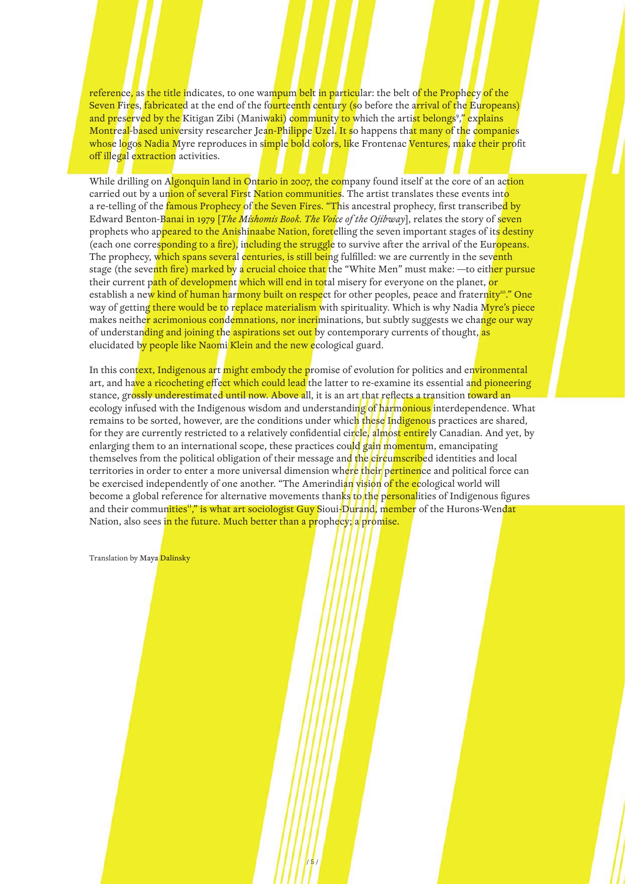reference, as the title indicates, to one wampum belt in particular: the belt of the Prophecy of the Seven Fires, fabricated at the end of the fourteenth century (so before the arrival of the Europeans) and preserved by the Kitigan Zibi (Maniwaki) community to which the artist belongs[9]," explains Montreal-based university researcher Jean-Philippe Uzel. It so happens that many of the companies whose logos Nadia Myre reproduces in simple bold colors, like Frontenac Ventures, make their profit off illegal extraction activities.

While drilling on Algonquin land in Ontario in 2007, the company found itself at the core of an action carried out by a union of several First Nation communities. The artist translates these events into a re-telling of the famous Prophecy of the Seven Fires. "This ancestral prophecy, first transcribed by Edward Benton-Banai in 1979 [*The Mishomis Book. The Voice of the Ojibway*], relates the story of seven prophets who appeared to the Anishinaabe Nation, foretelling the seven important stages of its destiny (each one corresponding to a fire), including the struggle to survive after the arrival of the Europeans. The prophecy, which spans several centuries, is still being fulfilled: we are currently in the seventh stage (the seventh fire) marked by a crucial choice that the "White Men" must make: —to either pursue their current path of development which will end in total misery for everyone on the planet, or establish a new kind of human harmony built on respect for other peoples, peace and fraternity[10]." One way of getting there would be to replace materialism with spirituality. Which is why Nadia Myre's piece makes neither acrimonious condemnations, nor incriminations, but subtly suggests we change our way of understanding and joining the aspirations set out by contemporary currents of thought, as elucidated by people like Naomi Klein and the new ecological guard.

In this context, Indigenous art might embody the promise of evolution for politics and environmental art, and have a ricocheting effect which could lead the latter to re-examine its essential and pioneering stance, grossly underestimated until now. Above all, it is an art that reflects a transition toward an ecology infused with the Indigenous wisdom and understanding of harmonious interdependence. What remains to be sorted, however, are the conditions under which these Indigenous practices are shared, for they are currently restricted to a relatively confidential circle, almost entirely Canadian. And yet, by enlarging them to an international scope, these practices could gain momentum, emancipating themselves from the political obligation of their message and the circumscribed identities and local territories in order to enter a more universal dimension where their pertinence and political force can be exercised independently of one another. "The Amerindian vision of the ecological world will become a global reference for alternative movements thanks to the personalities of Indigenous figures and their communities[11]," is what art sociologist Guy Sioui-Durand, member of the Hurons-Wendat Nation, also sees in the future. Much better than a prophecy; a promise.

Translation by Maya Dalinsky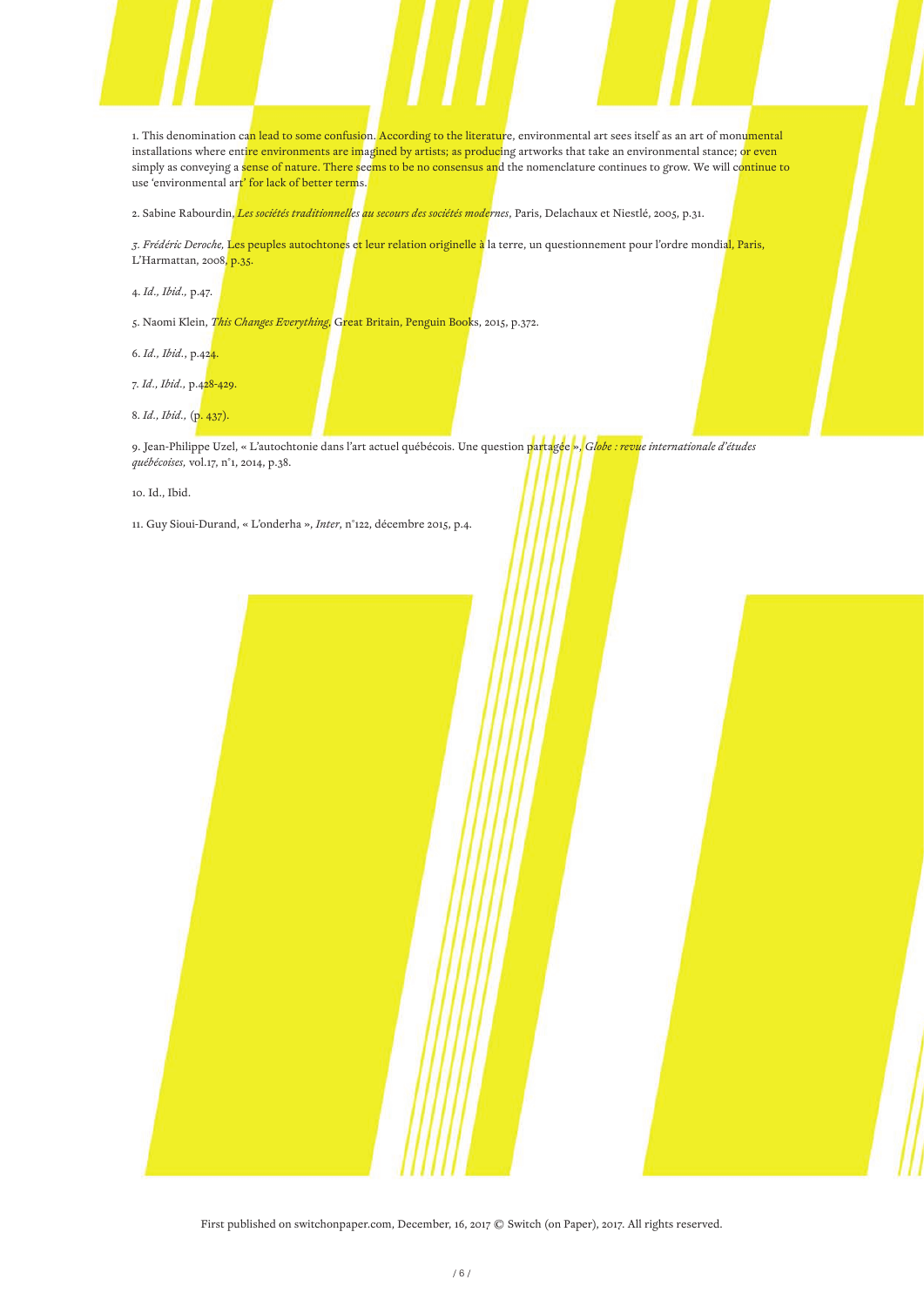1. This denomination can lead to some confusion. According to the literature, environmental art sees itself as an art of monumental installations where entire environments are imagined by artists; as producing artworks that take an environmental stance; or even simply as conveying a sense of nature. There seems to be no consensus and the nomenclature continues to grow. We will continue to use 'environmental art' for lack of better terms.

2. Sabine Rabourdin, *Les sociétés traditionnelles au secours des sociétés modernes*, Paris, Delachaux et Niestlé, 2005, p.31.

3. *Frédéric Deroche,* Les peuples autochtones et leur relation originelle à la terre, un questionnement pour l'ordre mondial, Paris, L'Harmattan, 2008, p.35.

4. *Id., Ibid.,* p.47.

5. Naomi Klein, *This Changes Everything*, Great Britain, Penguin Books, 2015, p.372.

6. *Id., Ibid.*, p.424.

7. *Id., Ibid.*, p.428-429.

8. *Id., Ibid.,* (p. 437).

9. Jean-Philippe Uzel, « L'autochtonie dans l'art actuel québécois. Une question partagée », *Globe : revue internationale d'études québécoises,* vol.17, n°1, 2014, p.38.

10. Id., Ibid.

11. Guy Sioui-Durand, « L'onderha », *Inter*, n°122, décembre 2015, p.4.

First published on switchonpaper.com, December, 16, 2017 © Switch (on Paper), 2017. All rights reserved.